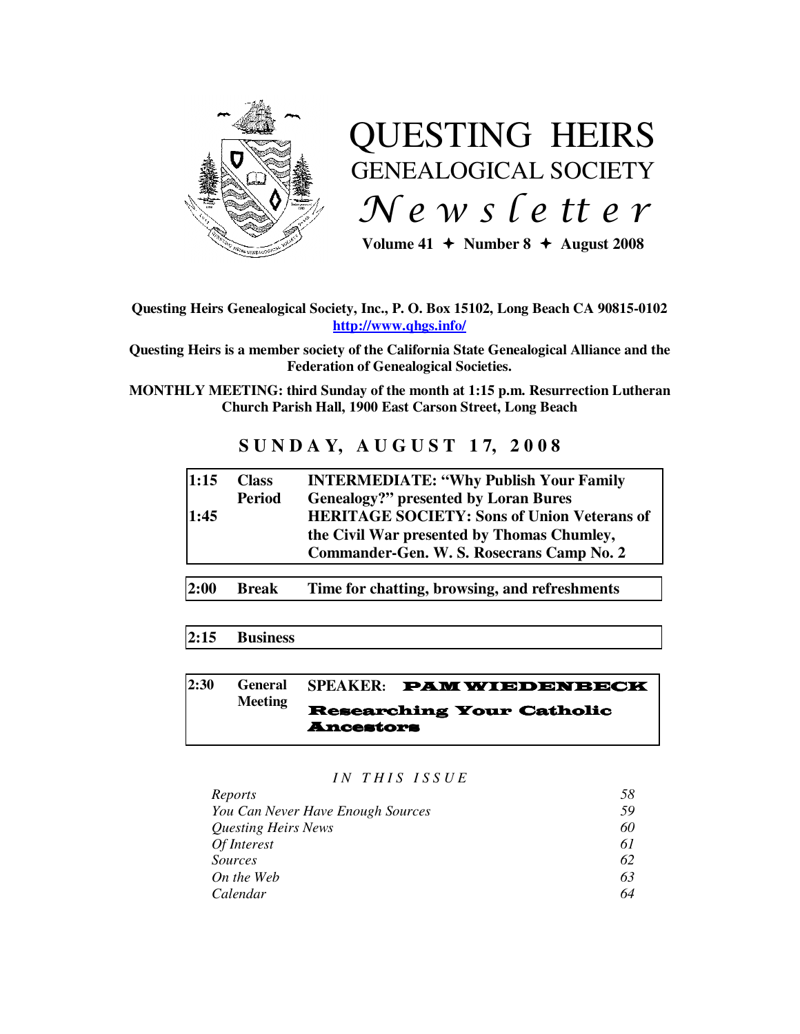# QUESTING HEIRS
## GENEALOGICAL SOCIETY
## *Newsletter*

**Volume 41 ✦ Number 8 ✦ August 2008**

**Questing Heirs Genealogical Society, Inc., P. O. Box 15102, Long Beach CA 90815-0102**
**http://www.qhgs.info/**

**Questing Heirs is a member society of the California State Genealogical Alliance and the Federation of Genealogical Societies.**

**MONTHLY MEETING: third Sunday of the month at 1:15 p.m. Resurrection Lutheran Church Parish Hall, 1900 East Carson Street, Long Beach**

## SUNDAY, AUGUST 17, 2008

| | | |
|---|---|---|
| **1:15** | **Class Period** | **INTERMEDIATE: "Why Publish Your Family Genealogy?" presented by Loran Bures** |
| **1:45** | | **HERITAGE SOCIETY: Sons of Union Veterans of the Civil War presented by Thomas Chumley, Commander-Gen. W. S. Rosecrans Camp No. 2** |

| | | |
|---|---|---|
| **2:00** | **Break** | **Time for chatting, browsing, and refreshments** |

| | |
|---|---|
| **2:15** | **Business** |

| | | |
|---|---|---|
| **2:30** | **General Meeting** | **SPEAKER: PAM WIEDENBECK** **Researching Your Catholic Ancestors** |

*IN THIS ISSUE*

| | |
|---|---|
| *Reports* | *58* |
| *You Can Never Have Enough Sources* | *59* |
| *Questing Heirs News* | *60* |
| *Of Interest* | *61* |
| *Sources* | *62* |
| *On the Web* | *63* |
| *Calendar* | *64* |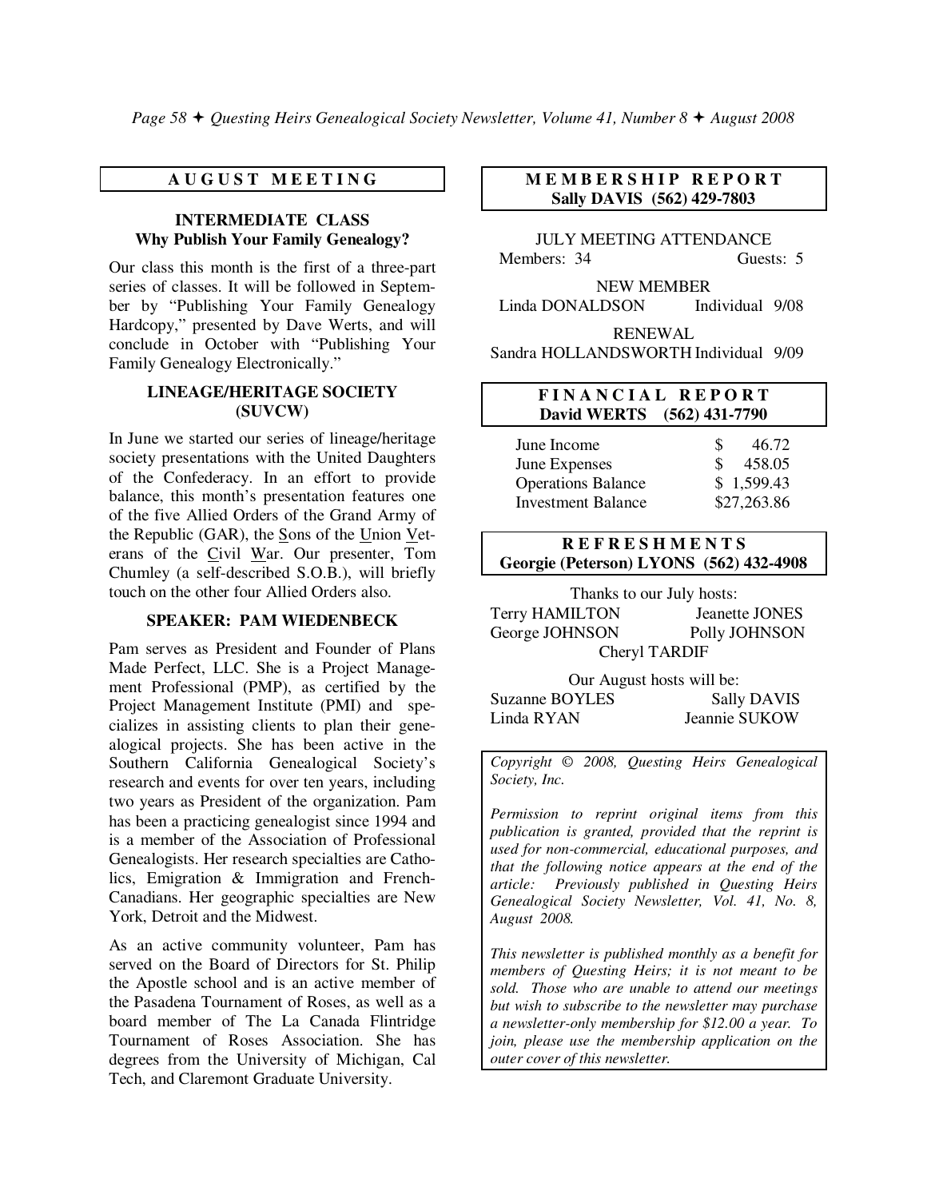## AUGUST MEETING

### INTERMEDIATE CLASS
**Why Publish Your Family Genealogy?**

Our class this month is the first of a three-part series of classes. It will be followed in September by "Publishing Your Family Genealogy Hardcopy," presented by Dave Werts, and will conclude in October with "Publishing Your Family Genealogy Electronically."

### LINEAGE/HERITAGE SOCIETY (SUVCW)

In June we started our series of lineage/heritage society presentations with the United Daughters of the Confederacy. In an effort to provide balance, this month's presentation features one of the five Allied Orders of the Grand Army of the Republic (GAR), the Sons of the Union Veterans of the Civil War. Our presenter, Tom Chumley (a self-described S.O.B.), will briefly touch on the other four Allied Orders also.

### SPEAKER: PAM WIEDENBECK

Pam serves as President and Founder of Plans Made Perfect, LLC. She is a Project Management Professional (PMP), as certified by the Project Management Institute (PMI) and specializes in assisting clients to plan their genealogical projects. She has been active in the Southern California Genealogical Society's research and events for over ten years, including two years as President of the organization. Pam has been a practicing genealogist since 1994 and is a member of the Association of Professional Genealogists. Her research specialties are Catholics, Emigration & Immigration and French-Canadians. Her geographic specialties are New York, Detroit and the Midwest.

As an active community volunteer, Pam has served on the Board of Directors for St. Philip the Apostle school and is an active member of the Pasadena Tournament of Roses, as well as a board member of The La Canada Flintridge Tournament of Roses Association. She has degrees from the University of Michigan, Cal Tech, and Claremont Graduate University.

## MEMBERSHIP REPORT
**Sally DAVIS (562) 429-7803**

JULY MEETING ATTENDANCE

Members: 34 Guests: 5

NEW MEMBER

Linda DONALDSON Individual 9/08

RENEWAL

Sandra HOLLANDSWORTH Individual 9/09

## FINANCIAL REPORT
**David WERTS (562) 431-7790**

| | |
|---|---|
| June Income | $ 46.72 |
| June Expenses | $ 458.05 |
| Operations Balance | $ 1,599.43 |
| Investment Balance | $27,263.86 |

## REFRESHMENTS
**Georgie (Peterson) LYONS (562) 432-4908**

Thanks to our July hosts:

Terry HAMILTON, Jeanette JONES, George JOHNSON, Polly JOHNSON, Cheryl TARDIF

Our August hosts will be:

Suzanne BOYLES, Sally DAVIS, Linda RYAN, Jeannie SUKOW

*Copyright © 2008, Questing Heirs Genealogical Society, Inc.*

*Permission to reprint original items from this publication is granted, provided that the reprint is used for non-commercial, educational purposes, and that the following notice appears at the end of the article: Previously published in Questing Heirs Genealogical Society Newsletter, Vol. 41, No. 8, August 2008.*

*This newsletter is published monthly as a benefit for members of Questing Heirs; it is not meant to be sold. Those who are unable to attend our meetings but wish to subscribe to the newsletter may purchase a newsletter-only membership for $12.00 a year. To join, please use the membership application on the outer cover of this newsletter.*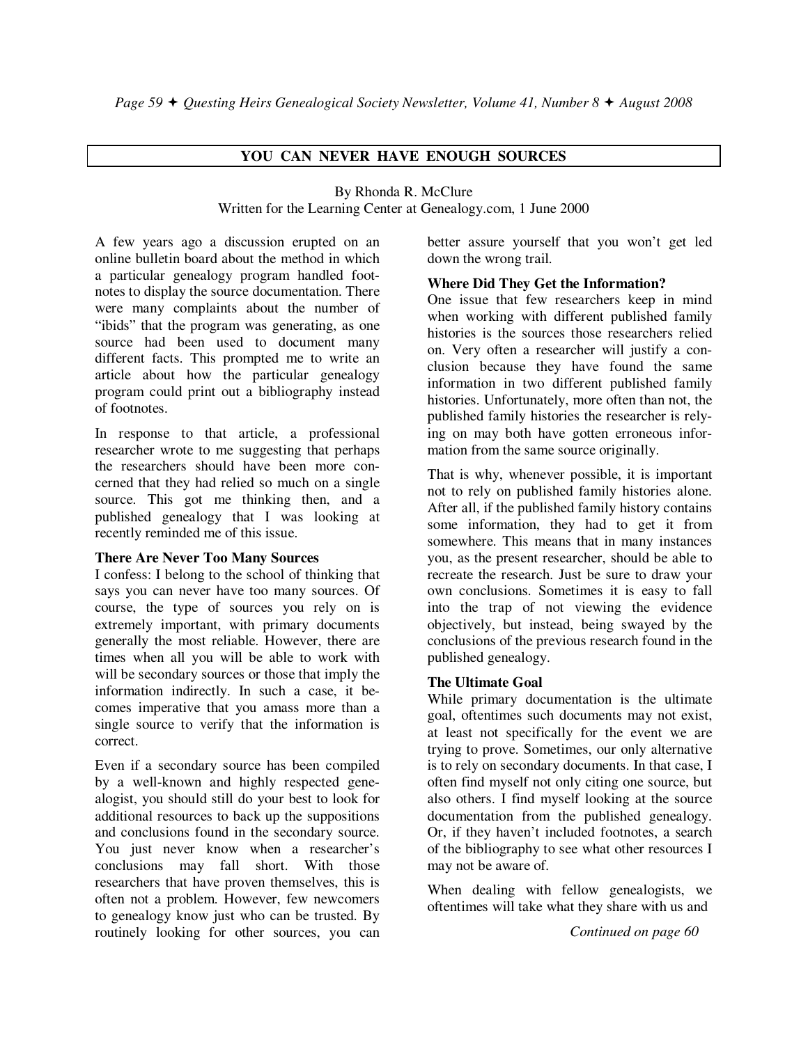## YOU CAN NEVER HAVE ENOUGH SOURCES

By Rhonda R. McClure
Written for the Learning Center at Genealogy.com, 1 June 2000

A few years ago a discussion erupted on an online bulletin board about the method in which a particular genealogy program handled footnotes to display the source documentation. There were many complaints about the number of "ibids" that the program was generating, as one source had been used to document many different facts. This prompted me to write an article about how the particular genealogy program could print out a bibliography instead of footnotes.

In response to that article, a professional researcher wrote to me suggesting that perhaps the researchers should have been more concerned that they had relied so much on a single source. This got me thinking then, and a published genealogy that I was looking at recently reminded me of this issue.

**There Are Never Too Many Sources**

I confess: I belong to the school of thinking that says you can never have too many sources. Of course, the type of sources you rely on is extremely important, with primary documents generally the most reliable. However, there are times when all you will be able to work with will be secondary sources or those that imply the information indirectly. In such a case, it becomes imperative that you amass more than a single source to verify that the information is correct.

Even if a secondary source has been compiled by a well-known and highly respected genealogist, you should still do your best to look for additional resources to back up the suppositions and conclusions found in the secondary source. You just never know when a researcher's conclusions may fall short. With those researchers that have proven themselves, this is often not a problem. However, few newcomers to genealogy know just who can be trusted. By routinely looking for other sources, you can better assure yourself that you won't get led down the wrong trail.

**Where Did They Get the Information?**

One issue that few researchers keep in mind when working with different published family histories is the sources those researchers relied on. Very often a researcher will justify a conclusion because they have found the same information in two different published family histories. Unfortunately, more often than not, the published family histories the researcher is relying on may both have gotten erroneous information from the same source originally.

That is why, whenever possible, it is important not to rely on published family histories alone. After all, if the published family history contains some information, they had to get it from somewhere. This means that in many instances you, as the present researcher, should be able to recreate the research. Just be sure to draw your own conclusions. Sometimes it is easy to fall into the trap of not viewing the evidence objectively, but instead, being swayed by the conclusions of the previous research found in the published genealogy.

**The Ultimate Goal**

While primary documentation is the ultimate goal, oftentimes such documents may not exist, at least not specifically for the event we are trying to prove. Sometimes, our only alternative is to rely on secondary documents. In that case, I often find myself not only citing one source, but also others. I find myself looking at the source documentation from the published genealogy. Or, if they haven't included footnotes, a search of the bibliography to see what other resources I may not be aware of.

When dealing with fellow genealogists, we oftentimes will take what they share with us and

*Continued on page 60*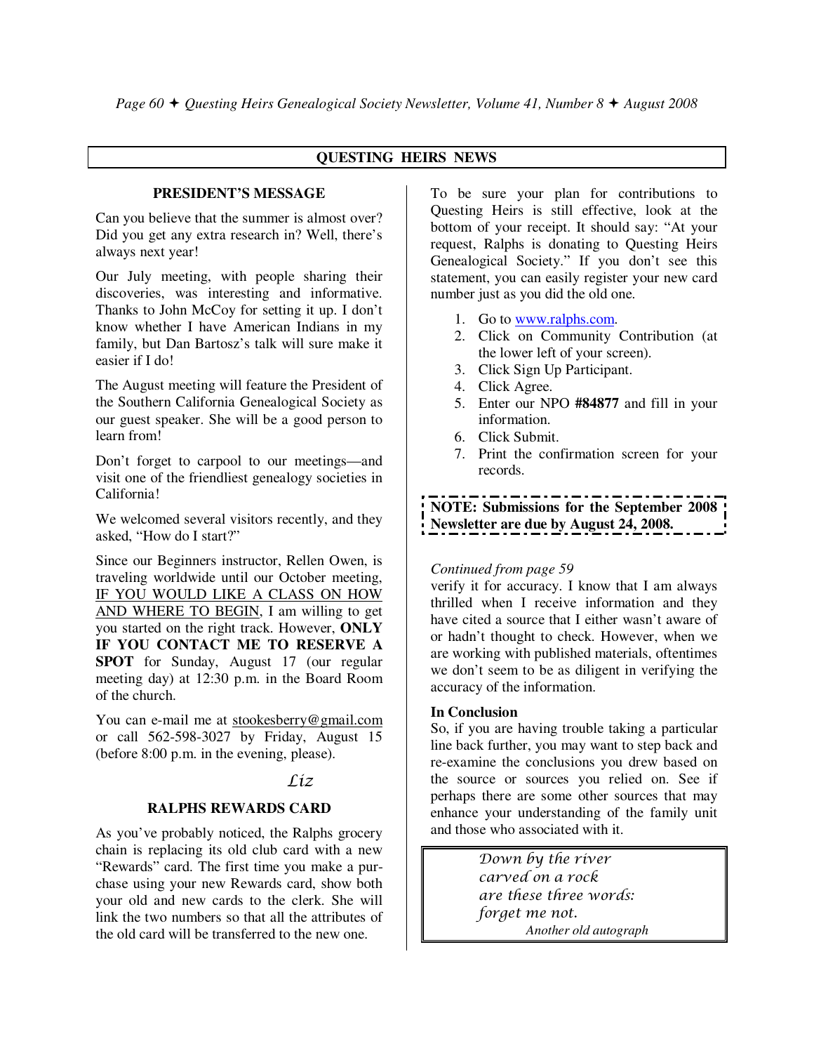## QUESTING HEIRS NEWS

### PRESIDENT'S MESSAGE

Can you believe that the summer is almost over? Did you get any extra research in? Well, there's always next year!

Our July meeting, with people sharing their discoveries, was interesting and informative. Thanks to John McCoy for setting it up. I don't know whether I have American Indians in my family, but Dan Bartosz's talk will sure make it easier if I do!

The August meeting will feature the President of the Southern California Genealogical Society as our guest speaker. She will be a good person to learn from!

Don't forget to carpool to our meetings—and visit one of the friendliest genealogy societies in California!

We welcomed several visitors recently, and they asked, "How do I start?"

Since our Beginners instructor, Rellen Owen, is traveling worldwide until our October meeting, IF YOU WOULD LIKE A CLASS ON HOW AND WHERE TO BEGIN, I am willing to get you started on the right track. However, **ONLY IF YOU CONTACT ME TO RESERVE A SPOT** for Sunday, August 17 (our regular meeting day) at 12:30 p.m. in the Board Room of the church.

You can e-mail me at stookesberry@gmail.com or call 562-598-3027 by Friday, August 15 (before 8:00 p.m. in the evening, please).

*Liz*

### RALPHS REWARDS CARD

As you've probably noticed, the Ralphs grocery chain is replacing its old club card with a new "Rewards" card. The first time you make a purchase using your new Rewards card, show both your old and new cards to the clerk. She will link the two numbers so that all the attributes of the old card will be transferred to the new one.

To be sure your plan for contributions to Questing Heirs is still effective, look at the bottom of your receipt. It should say: "At your request, Ralphs is donating to Questing Heirs Genealogical Society." If you don't see this statement, you can easily register your new card number just as you did the old one.

1. Go to www.ralphs.com.
2. Click on Community Contribution (at the lower left of your screen).
3. Click Sign Up Participant.
4. Click Agree.
5. Enter our NPO **#84877** and fill in your information.
6. Click Submit.
7. Print the confirmation screen for your records.

**NOTE: Submissions for the September 2008 Newsletter are due by August 24, 2008.**

*Continued from page 59*

verify it for accuracy. I know that I am always thrilled when I receive information and they have cited a source that I either wasn't aware of or hadn't thought to check. However, when we are working with published materials, oftentimes we don't seem to be as diligent in verifying the accuracy of the information.

**In Conclusion**

So, if you are having trouble taking a particular line back further, you may want to step back and re-examine the conclusions you drew based on the source or sources you relied on. See if perhaps there are some other sources that may enhance your understanding of the family unit and those who associated with it.

*Down by the river*
*carved on a rock*
*are these three words:*
*forget me not.*

*Another old autograph*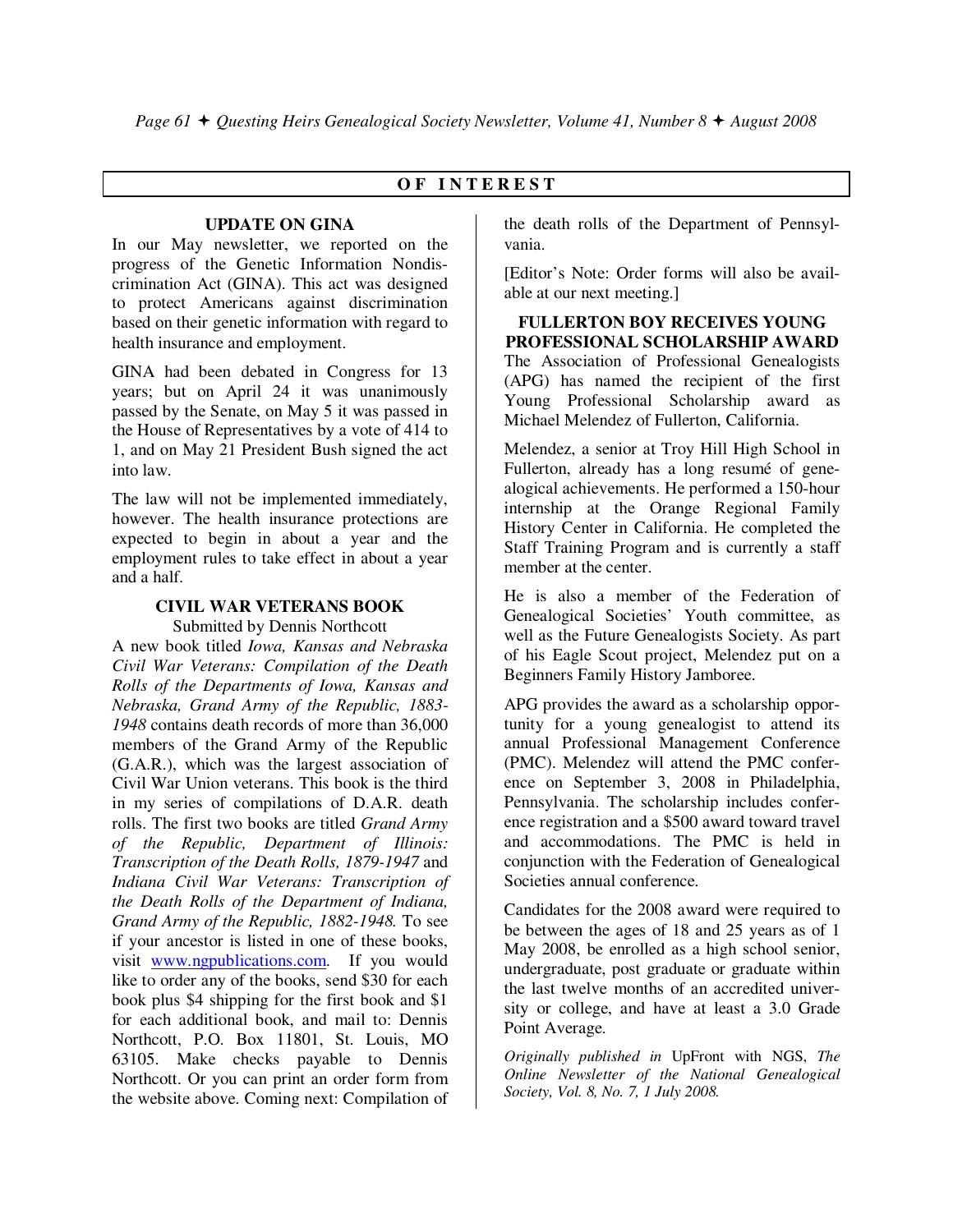## OF INTEREST

### UPDATE ON GINA

In our May newsletter, we reported on the progress of the Genetic Information Nondiscrimination Act (GINA). This act was designed to protect Americans against discrimination based on their genetic information with regard to health insurance and employment.

GINA had been debated in Congress for 13 years; but on April 24 it was unanimously passed by the Senate, on May 5 it was passed in the House of Representatives by a vote of 414 to 1, and on May 21 President Bush signed the act into law.

The law will not be implemented immediately, however. The health insurance protections are expected to begin in about a year and the employment rules to take effect in about a year and a half.

### CIVIL WAR VETERANS BOOK

Submitted by Dennis Northcott

A new book titled *Iowa, Kansas and Nebraska Civil War Veterans: Compilation of the Death Rolls of the Departments of Iowa, Kansas and Nebraska, Grand Army of the Republic, 1883-1948* contains death records of more than 36,000 members of the Grand Army of the Republic (G.A.R.), which was the largest association of Civil War Union veterans. This book is the third in my series of compilations of D.A.R. death rolls. The first two books are titled *Grand Army of the Republic, Department of Illinois: Transcription of the Death Rolls, 1879-1947* and *Indiana Civil War Veterans: Transcription of the Death Rolls of the Department of Indiana, Grand Army of the Republic, 1882-1948.* To see if your ancestor is listed in one of these books, visit www.ngpublications.com. If you would like to order any of the books, send $30 for each book plus $4 shipping for the first book and $1 for each additional book, and mail to: Dennis Northcott, P.O. Box 11801, St. Louis, MO 63105. Make checks payable to Dennis Northcott. Or you can print an order form from the website above. Coming next: Compilation of the death rolls of the Department of Pennsylvania.

[Editor's Note: Order forms will also be available at our next meeting.]

### FULLERTON BOY RECEIVES YOUNG PROFESSIONAL SCHOLARSHIP AWARD

The Association of Professional Genealogists (APG) has named the recipient of the first Young Professional Scholarship award as Michael Melendez of Fullerton, California.

Melendez, a senior at Troy Hill High School in Fullerton, already has a long resumé of genealogical achievements. He performed a 150-hour internship at the Orange Regional Family History Center in California. He completed the Staff Training Program and is currently a staff member at the center.

He is also a member of the Federation of Genealogical Societies' Youth committee, as well as the Future Genealogists Society. As part of his Eagle Scout project, Melendez put on a Beginners Family History Jamboree.

APG provides the award as a scholarship opportunity for a young genealogist to attend its annual Professional Management Conference (PMC). Melendez will attend the PMC conference on September 3, 2008 in Philadelphia, Pennsylvania. The scholarship includes conference registration and a $500 award toward travel and accommodations. The PMC is held in conjunction with the Federation of Genealogical Societies annual conference.

Candidates for the 2008 award were required to be between the ages of 18 and 25 years as of 1 May 2008, be enrolled as a high school senior, undergraduate, post graduate or graduate within the last twelve months of an accredited university or college, and have at least a 3.0 Grade Point Average.

*Originally published in* UpFront with NGS, *The Online Newsletter of the National Genealogical Society, Vol. 8, No. 7, 1 July 2008.*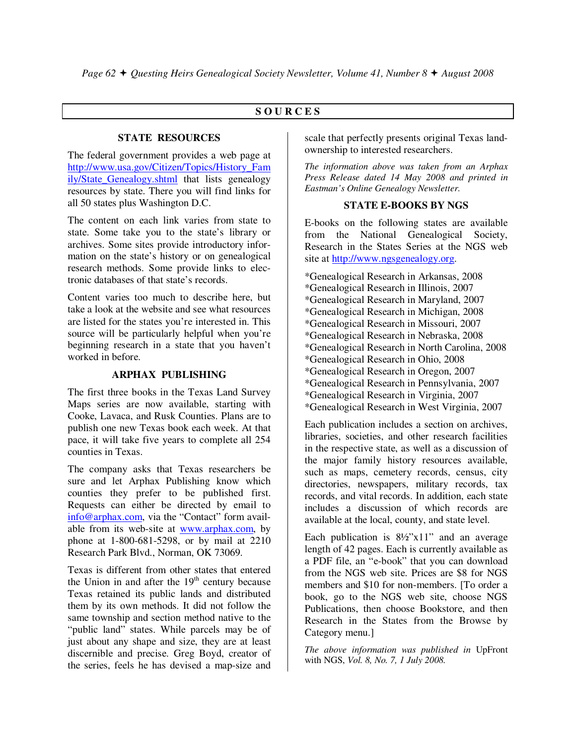## SOURCES

### STATE RESOURCES

The federal government provides a web page at http://www.usa.gov/Citizen/Topics/History_Family/State_Genealogy.shtml that lists genealogy resources by state. There you will find links for all 50 states plus Washington D.C.

The content on each link varies from state to state. Some take you to the state's library or archives. Some sites provide introductory information on the state's history or on genealogical research methods. Some provide links to electronic databases of that state's records.

Content varies too much to describe here, but take a look at the website and see what resources are listed for the states you're interested in. This source will be particularly helpful when you're beginning research in a state that you haven't worked in before.

### ARPHAX PUBLISHING

The first three books in the Texas Land Survey Maps series are now available, starting with Cooke, Lavaca, and Rusk Counties. Plans are to publish one new Texas book each week. At that pace, it will take five years to complete all 254 counties in Texas.

The company asks that Texas researchers be sure and let Arphax Publishing know which counties they prefer to be published first. Requests can either be directed by email to info@arphax.com, via the "Contact" form available from its web-site at www.arphax.com, by phone at 1-800-681-5298, or by mail at 2210 Research Park Blvd., Norman, OK 73069.

Texas is different from other states that entered the Union in and after the 19th century because Texas retained its public lands and distributed them by its own methods. It did not follow the same township and section method native to the "public land" states. While parcels may be of just about any shape and size, they are at least discernible and precise. Greg Boyd, creator of the series, feels he has devised a map-size and scale that perfectly presents original Texas land-ownership to interested researchers.

*The information above was taken from an Arphax Press Release dated 14 May 2008 and printed in Eastman's Online Genealogy Newsletter.*

### STATE E-BOOKS BY NGS

E-books on the following states are available from the National Genealogical Society, Research in the States Series at the NGS web site at http://www.ngsgenealogy.org.

*Genealogical Research in Arkansas, 2008
*Genealogical Research in Illinois, 2007
*Genealogical Research in Maryland, 2007
*Genealogical Research in Michigan, 2008
*Genealogical Research in Missouri, 2007
*Genealogical Research in Nebraska, 2008
*Genealogical Research in North Carolina, 2008
*Genealogical Research in Ohio, 2008
*Genealogical Research in Oregon, 2007
*Genealogical Research in Pennsylvania, 2007
*Genealogical Research in Virginia, 2007
*Genealogical Research in West Virginia, 2007

Each publication includes a section on archives, libraries, societies, and other research facilities in the respective state, as well as a discussion of the major family history resources available, such as maps, cemetery records, census, city directories, newspapers, military records, tax records, and vital records. In addition, each state includes a discussion of which records are available at the local, county, and state level.

Each publication is 8½"x11" and an average length of 42 pages. Each is currently available as a PDF file, an "e-book" that you can download from the NGS web site. Prices are $8 for NGS members and $10 for non-members. [To order a book, go to the NGS web site, choose NGS Publications, then choose Bookstore, and then Research in the States from the Browse by Category menu.]

*The above information was published in* UpFront with NGS, *Vol. 8, No. 7, 1 July 2008.*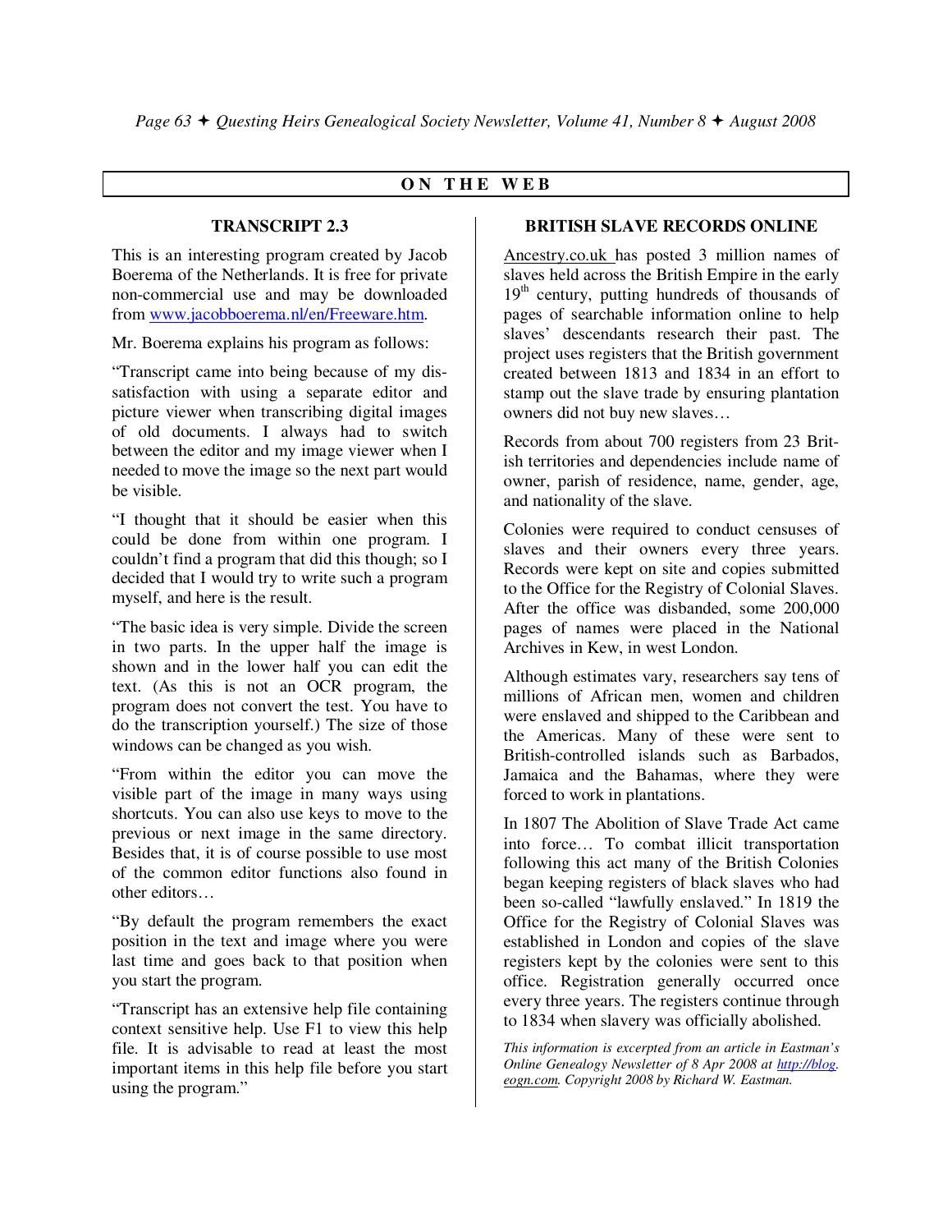## ON THE WEB

### TRANSCRIPT 2.3

This is an interesting program created by Jacob Boerema of the Netherlands. It is free for private non-commercial use and may be downloaded from www.jacobboerema.nl/en/Freeware.htm.

Mr. Boerema explains his program as follows:

"Transcript came into being because of my dissatisfaction with using a separate editor and picture viewer when transcribing digital images of old documents. I always had to switch between the editor and my image viewer when I needed to move the image so the next part would be visible.

"I thought that it should be easier when this could be done from within one program. I couldn't find a program that did this though; so I decided that I would try to write such a program myself, and here is the result.

"The basic idea is very simple. Divide the screen in two parts. In the upper half the image is shown and in the lower half you can edit the text. (As this is not an OCR program, the program does not convert the test. You have to do the transcription yourself.) The size of those windows can be changed as you wish.

"From within the editor you can move the visible part of the image in many ways using shortcuts. You can also use keys to move to the previous or next image in the same directory. Besides that, it is of course possible to use most of the common editor functions also found in other editors…

"By default the program remembers the exact position in the text and image where you were last time and goes back to that position when you start the program.

"Transcript has an extensive help file containing context sensitive help. Use F1 to view this help file. It is advisable to read at least the most important items in this help file before you start using the program."

### BRITISH SLAVE RECORDS ONLINE

Ancestry.co.uk has posted 3 million names of slaves held across the British Empire in the early 19th century, putting hundreds of thousands of pages of searchable information online to help slaves' descendants research their past. The project uses registers that the British government created between 1813 and 1834 in an effort to stamp out the slave trade by ensuring plantation owners did not buy new slaves…

Records from about 700 registers from 23 British territories and dependencies include name of owner, parish of residence, name, gender, age, and nationality of the slave.

Colonies were required to conduct censuses of slaves and their owners every three years. Records were kept on site and copies submitted to the Office for the Registry of Colonial Slaves. After the office was disbanded, some 200,000 pages of names were placed in the National Archives in Kew, in west London.

Although estimates vary, researchers say tens of millions of African men, women and children were enslaved and shipped to the Caribbean and the Americas. Many of these were sent to British-controlled islands such as Barbados, Jamaica and the Bahamas, where they were forced to work in plantations.

In 1807 The Abolition of Slave Trade Act came into force… To combat illicit transportation following this act many of the British Colonies began keeping registers of black slaves who had been so-called "lawfully enslaved." In 1819 the Office for the Registry of Colonial Slaves was established in London and copies of the slave registers kept by the colonies were sent to this office. Registration generally occurred once every three years. The registers continue through to 1834 when slavery was officially abolished.

*This information is excerpted from an article in Eastman's Online Genealogy Newsletter of 8 Apr 2008 at http://blog.eogn.com. Copyright 2008 by Richard W. Eastman.*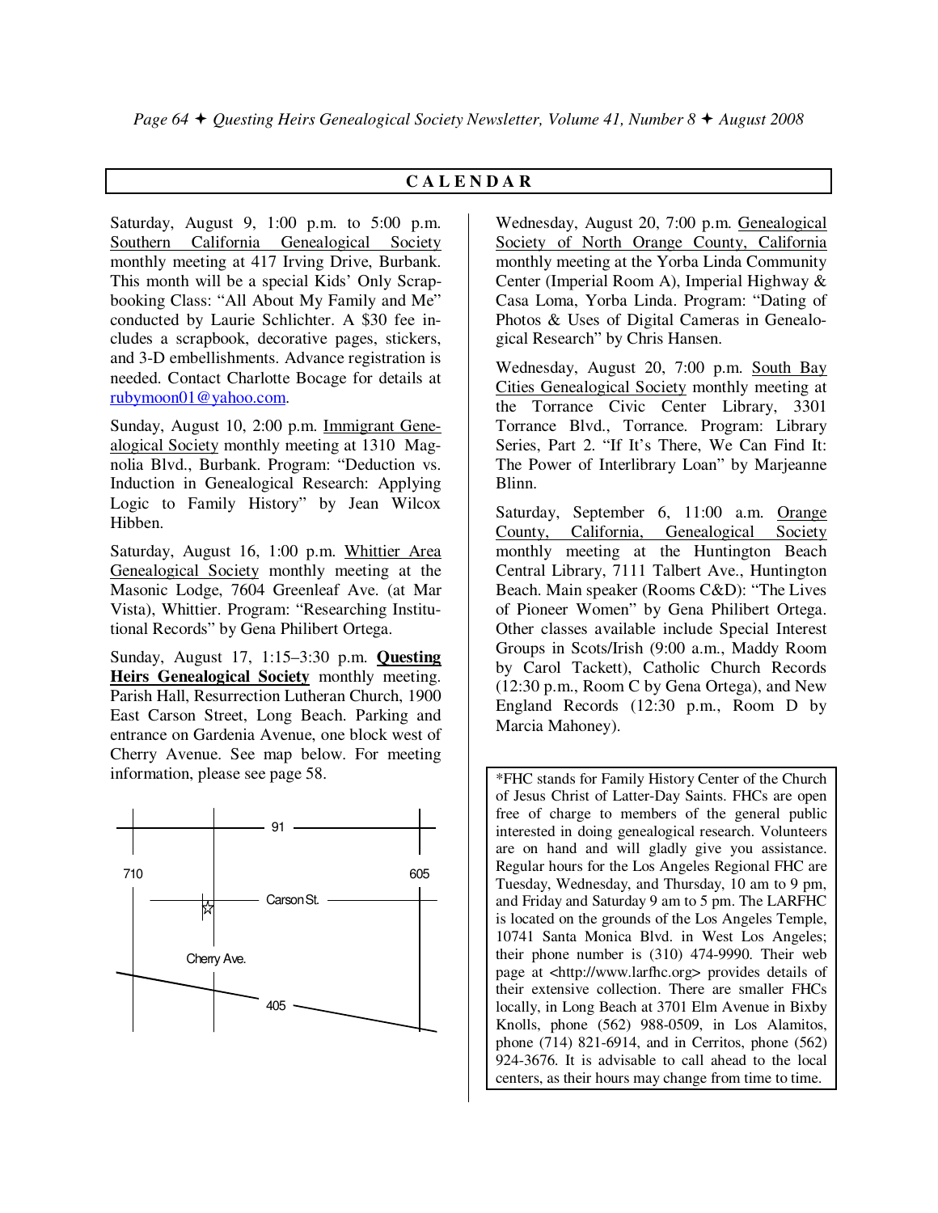## CALENDAR

Saturday, August 9, 1:00 p.m. to 5:00 p.m. Southern California Genealogical Society monthly meeting at 417 Irving Drive, Burbank. This month will be a special Kids' Only Scrapbooking Class: "All About My Family and Me" conducted by Laurie Schlichter. A $30 fee includes a scrapbook, decorative pages, stickers, and 3-D embellishments. Advance registration is needed. Contact Charlotte Bocage for details at rubymoon01@yahoo.com.

Sunday, August 10, 2:00 p.m. Immigrant Genealogical Society monthly meeting at 1310 Magnolia Blvd., Burbank. Program: "Deduction vs. Induction in Genealogical Research: Applying Logic to Family History" by Jean Wilcox Hibben.

Saturday, August 16, 1:00 p.m. Whittier Area Genealogical Society monthly meeting at the Masonic Lodge, 7604 Greenleaf Ave. (at Mar Vista), Whittier. Program: "Researching Institutional Records" by Gena Philibert Ortega.

Sunday, August 17, 1:15–3:30 p.m. **Questing Heirs Genealogical Society** monthly meeting. Parish Hall, Resurrection Lutheran Church, 1900 East Carson Street, Long Beach. Parking and entrance on Gardenia Avenue, one block west of Cherry Avenue. See map below. For meeting information, please see page 58.

91
710
605
Carson St.
Cherry Ave.
405

Wednesday, August 20, 7:00 p.m. Genealogical Society of North Orange County, California monthly meeting at the Yorba Linda Community Center (Imperial Room A), Imperial Highway & Casa Loma, Yorba Linda. Program: "Dating of Photos & Uses of Digital Cameras in Genealogical Research" by Chris Hansen.

Wednesday, August 20, 7:00 p.m. South Bay Cities Genealogical Society monthly meeting at the Torrance Civic Center Library, 3301 Torrance Blvd., Torrance. Program: Library Series, Part 2. "If It's There, We Can Find It: The Power of Interlibrary Loan" by Marjeanne Blinn.

Saturday, September 6, 11:00 a.m. Orange County, California, Genealogical Society monthly meeting at the Huntington Beach Central Library, 7111 Talbert Ave., Huntington Beach. Main speaker (Rooms C&D): "The Lives of Pioneer Women" by Gena Philibert Ortega. Other classes available include Special Interest Groups in Scots/Irish (9:00 a.m., Maddy Room by Carol Tackett), Catholic Church Records (12:30 p.m., Room C by Gena Ortega), and New England Records (12:30 p.m., Room D by Marcia Mahoney).

*FHC stands for Family History Center of the Church of Jesus Christ of Latter-Day Saints. FHCs are open free of charge to members of the general public interested in doing genealogical research. Volunteers are on hand and will gladly give you assistance. Regular hours for the Los Angeles Regional FHC are Tuesday, Wednesday, and Thursday, 10 am to 9 pm, and Friday and Saturday 9 am to 5 pm. The LARFHC is located on the grounds of the Los Angeles Temple, 10741 Santa Monica Blvd. in West Los Angeles; their phone number is (310) 474-9990. Their web page at <http://www.larfhc.org> provides details of their extensive collection. There are smaller FHCs locally, in Long Beach at 3701 Elm Avenue in Bixby Knolls, phone (562) 988-0509, in Los Alamitos, phone (714) 821-6914, and in Cerritos, phone (562) 924-3676. It is advisable to call ahead to the local centers, as their hours may change from time to time.